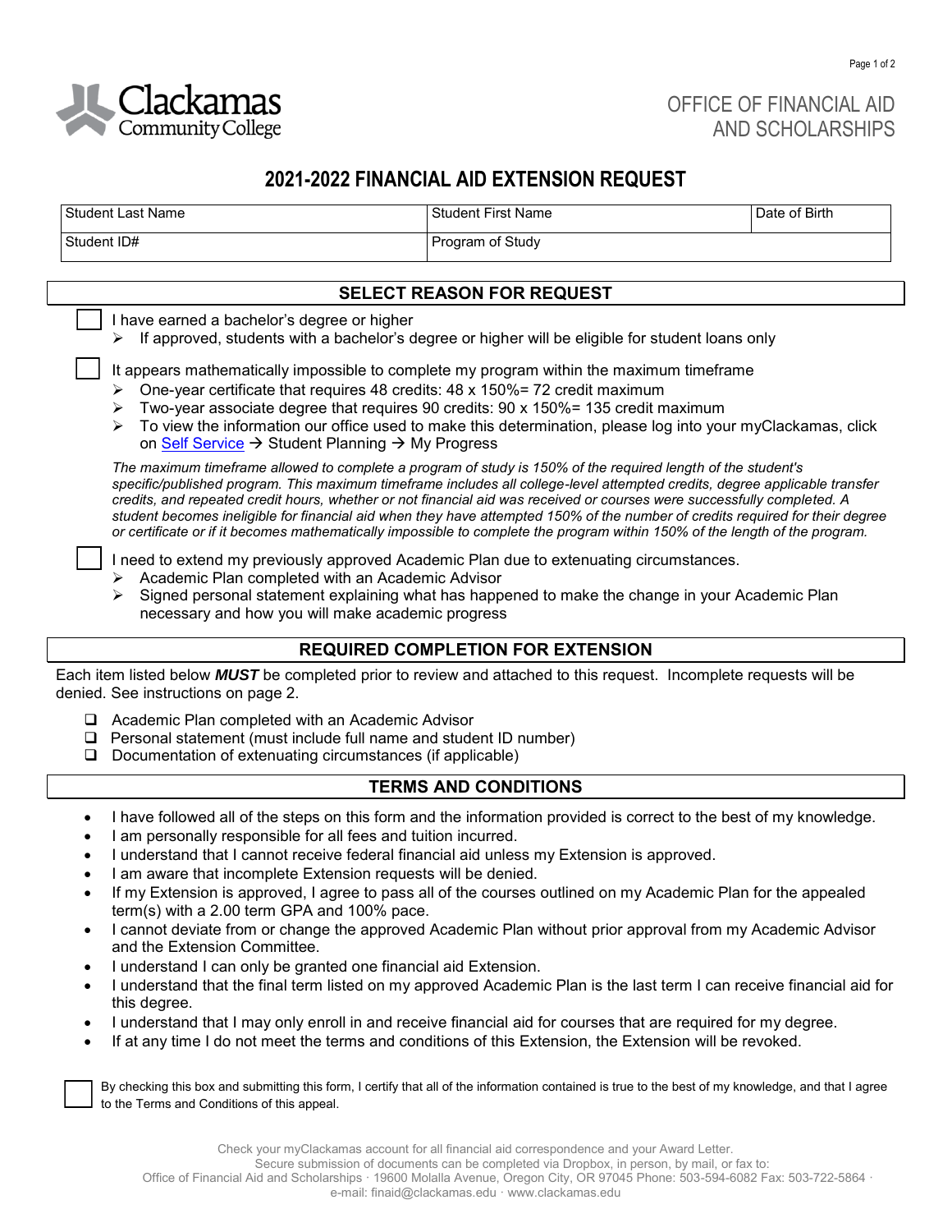Clackamas Community College

OFFICE OF FINANCIAL AID AND SCHOLARSHIPS

# 2021-2022 FINANCIAL AID EXTENSION REQUEST

| Student Last Name | Student First Name | Date of Birth |
|---|---|---|
| Student ID# | Program of Study | |

## SELECT REASON FOR REQUEST

☐ I have earned a bachelor's degree or higher
- If approved, students with a bachelor's degree or higher will be eligible for student loans only

☐ It appears mathematically impossible to complete my program within the maximum timeframe
- One-year certificate that requires 48 credits: 48 x 150%= 72 credit maximum
- Two-year associate degree that requires 90 credits: 90 x 150%= 135 credit maximum
- To view the information our office used to make this determination, please log into your myClackamas, click on Self Service → Student Planning → My Progress

*The maximum timeframe allowed to complete a program of study is 150% of the required length of the student's specific/published program. This maximum timeframe includes all college-level attempted credits, degree applicable transfer credits, and repeated credit hours, whether or not financial aid was received or courses were successfully completed. A student becomes ineligible for financial aid when they have attempted 150% of the number of credits required for their degree or certificate or if it becomes mathematically impossible to complete the program within 150% of the length of the program.*

☐ I need to extend my previously approved Academic Plan due to extenuating circumstances.
- Academic Plan completed with an Academic Advisor
- Signed personal statement explaining what has happened to make the change in your Academic Plan necessary and how you will make academic progress

## REQUIRED COMPLETION FOR EXTENSION

Each item listed below ***MUST*** be completed prior to review and attached to this request. Incomplete requests will be denied. See instructions on page 2.

- ☐ Academic Plan completed with an Academic Advisor
- ☐ Personal statement (must include full name and student ID number)
- ☐ Documentation of extenuating circumstances (if applicable)

## TERMS AND CONDITIONS

- I have followed all of the steps on this form and the information provided is correct to the best of my knowledge.
- I am personally responsible for all fees and tuition incurred.
- I understand that I cannot receive federal financial aid unless my Extension is approved.
- I am aware that incomplete Extension requests will be denied.
- If my Extension is approved, I agree to pass all of the courses outlined on my Academic Plan for the appealed term(s) with a 2.00 term GPA and 100% pace.
- I cannot deviate from or change the approved Academic Plan without prior approval from my Academic Advisor and the Extension Committee.
- I understand I can only be granted one financial aid Extension.
- I understand that the final term listed on my approved Academic Plan is the last term I can receive financial aid for this degree.
- I understand that I may only enroll in and receive financial aid for courses that are required for my degree.
- If at any time I do not meet the terms and conditions of this Extension, the Extension will be revoked.

☐ By checking this box and submitting this form, I certify that all of the information contained is true to the best of my knowledge, and that I agree to the Terms and Conditions of this appeal.

Check your myClackamas account for all financial aid correspondence and your Award Letter.
Secure submission of documents can be completed via Dropbox, in person, by mail, or fax to:
Office of Financial Aid and Scholarships · 19600 Molalla Avenue, Oregon City, OR 97045 Phone: 503-594-6082 Fax: 503-722-5864 · e-mail: finaid@clackamas.edu · www.clackamas.edu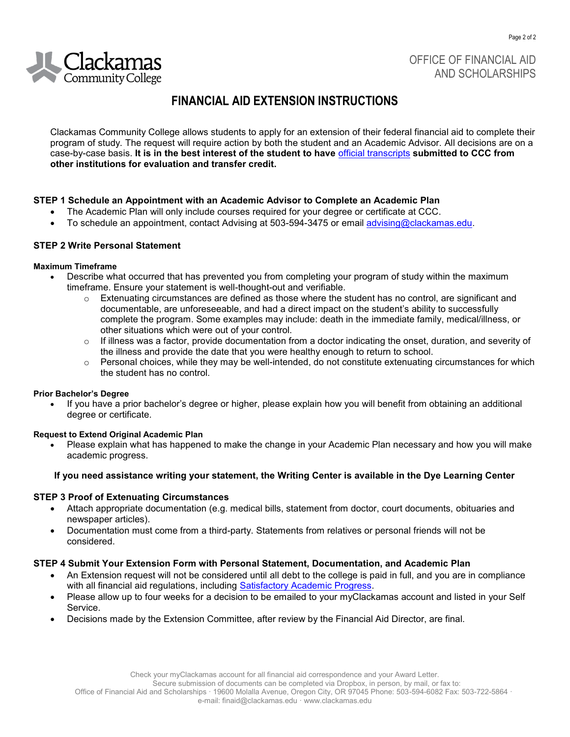OFFICE OF FINANCIAL AID AND SCHOLARSHIPS

# FINANCIAL AID EXTENSION INSTRUCTIONS

Clackamas Community College allows students to apply for an extension of their federal financial aid to complete their program of study. The request will require action by both the student and an Academic Advisor. All decisions are on a case-by-case basis. **It is in the best interest of the student to have official transcripts submitted to CCC from other institutions for evaluation and transfer credit.**

## STEP 1 Schedule an Appointment with an Academic Advisor to Complete an Academic Plan

- The Academic Plan will only include courses required for your degree or certificate at CCC.
- To schedule an appointment, contact Advising at 503-594-3475 or email advising@clackamas.edu.

## STEP 2 Write Personal Statement

#### Maximum Timeframe

- Describe what occurred that has prevented you from completing your program of study within the maximum timeframe. Ensure your statement is well-thought-out and verifiable.
  - Extenuating circumstances are defined as those where the student has no control, are significant and documentable, are unforeseeable, and had a direct impact on the student's ability to successfully complete the program. Some examples may include: death in the immediate family, medical/illness, or other situations which were out of your control.
  - If illness was a factor, provide documentation from a doctor indicating the onset, duration, and severity of the illness and provide the date that you were healthy enough to return to school.
  - Personal choices, while they may be well-intended, do not constitute extenuating circumstances for which the student has no control.

#### Prior Bachelor's Degree

- If you have a prior bachelor's degree or higher, please explain how you will benefit from obtaining an additional degree or certificate.

#### Request to Extend Original Academic Plan

- Please explain what has happened to make the change in your Academic Plan necessary and how you will make academic progress.

**If you need assistance writing your statement, the Writing Center is available in the Dye Learning Center**

## STEP 3 Proof of Extenuating Circumstances

- Attach appropriate documentation (e.g. medical bills, statement from doctor, court documents, obituaries and newspaper articles).
- Documentation must come from a third-party. Statements from relatives or personal friends will not be considered.

## STEP 4 Submit Your Extension Form with Personal Statement, Documentation, and Academic Plan

- An Extension request will not be considered until all debt to the college is paid in full, and you are in compliance with all financial aid regulations, including Satisfactory Academic Progress.
- Please allow up to four weeks for a decision to be emailed to your myClackamas account and listed in your Self Service.
- Decisions made by the Extension Committee, after review by the Financial Aid Director, are final.

Check your myClackamas account for all financial aid correspondence and your Award Letter.
Secure submission of documents can be completed via Dropbox, in person, by mail, or fax to:
Office of Financial Aid and Scholarships · 19600 Molalla Avenue, Oregon City, OR 97045 Phone: 503-594-6082 Fax: 503-722-5864 ·
e-mail: finaid@clackamas.edu · www.clackamas.edu